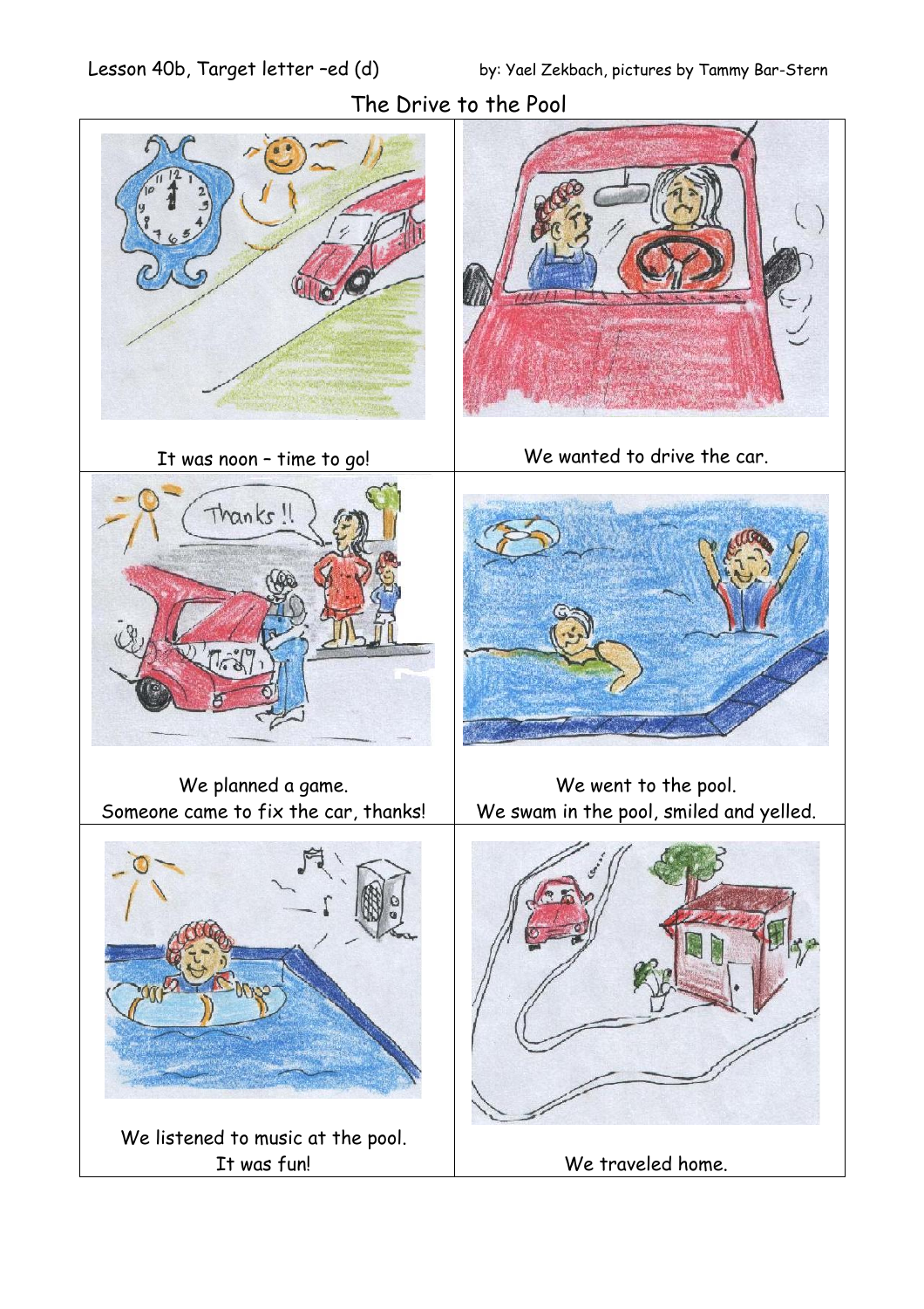Lesson 40b, Target letter –ed (d)

by: Yael Zekbach, pictures by Tammy Bar-Stern

# The Drive to the Pool

| | |
|---|---|
| It was noon – time to go! | We wanted to drive the car. |
| We planned a game.<br>Someone came to fix the car, thanks! | We went to the pool.<br>We swam in the pool, smiled and yelled. |
| We listened to music at the pool.<br>It was fun! | We traveled home. |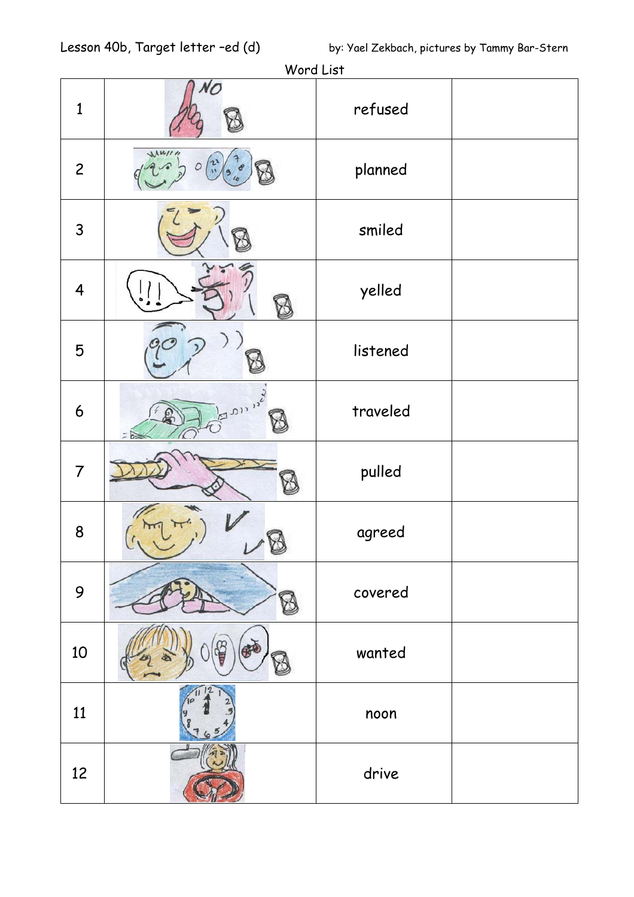Lesson 40b, Target letter –ed (d) by: Yael Zekbach, pictures by Tammy Bar-Stern

Word List

| | | | |
|---|---|---|---|
| 1 | | refused | |
| 2 | | planned | |
| 3 | | smiled | |
| 4 | | yelled | |
| 5 | | listened | |
| 6 | | traveled | |
| 7 | | pulled | |
| 8 | | agreed | |
| 9 | | covered | |
| 10 | | wanted | |
| 11 | | noon | |
| 12 | | drive | |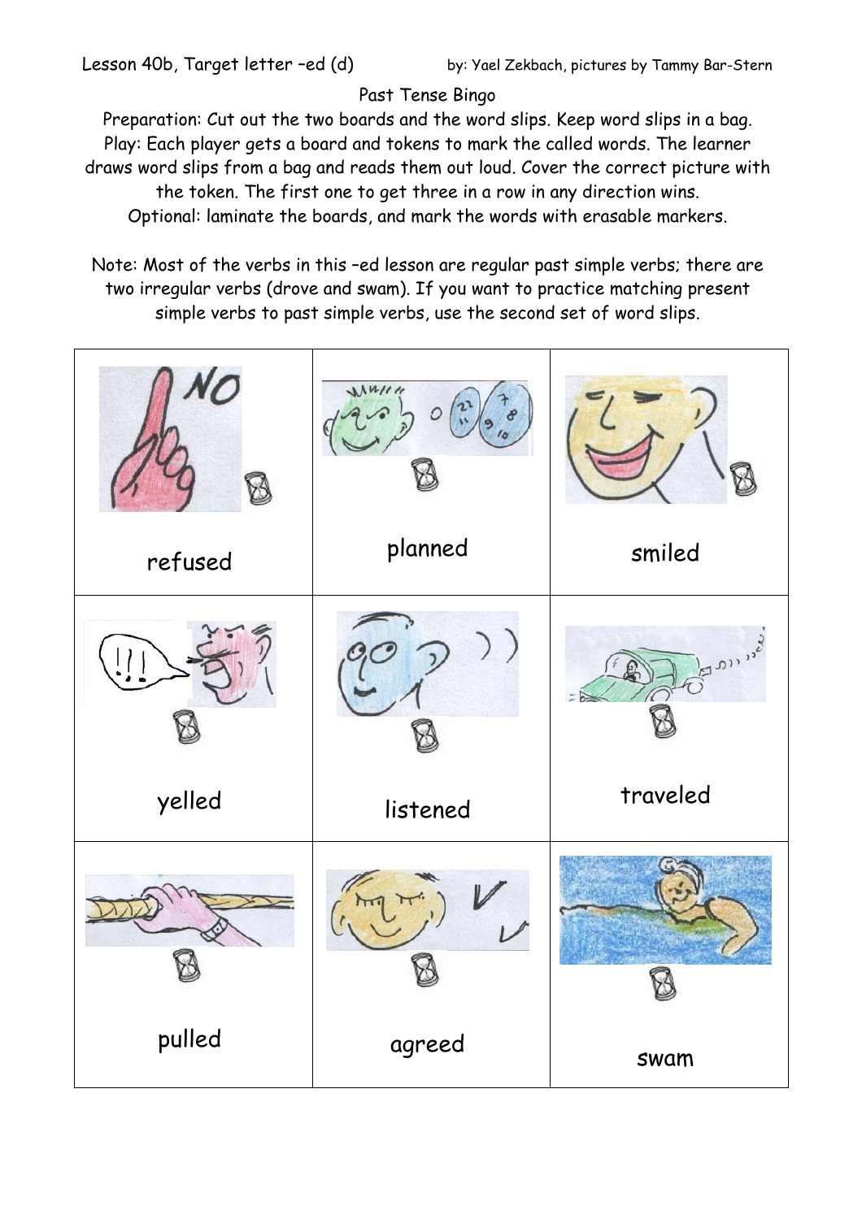Lesson 40b, Target letter –ed (d) by: Yael Zekbach, pictures by Tammy Bar-Stern

Past Tense Bingo

Preparation: Cut out the two boards and the word slips. Keep word slips in a bag.
Play: Each player gets a board and tokens to mark the called words. The learner draws word slips from a bag and reads them out loud. Cover the correct picture with the token. The first one to get three in a row in any direction wins.
Optional: laminate the boards, and mark the words with erasable markers.

Note: Most of the verbs in this –ed lesson are regular past simple verbs; there are two irregular verbs (drove and swam). If you want to practice matching present simple verbs to past simple verbs, use the second set of word slips.

| | | |
|---|---|---|
| refused | planned | smiled |
| yelled | listened | traveled |
| pulled | agreed | swam |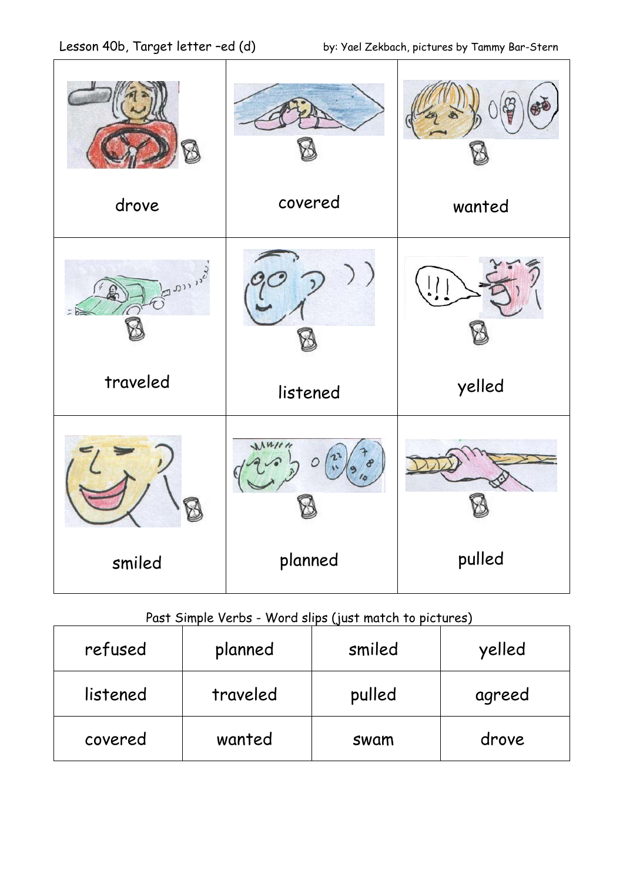Lesson 40b, Target letter –ed (d) by: Yael Zekbach, pictures by Tammy Bar-Stern

| | | |
|---|---|---|
| drove | covered | wanted |
| traveled | listened | yelled |
| smiled | planned | pulled |

Past Simple Verbs - Word slips (just match to pictures)

| | | | |
|---|---|---|---|
| refused | planned | smiled | yelled |
| listened | traveled | pulled | agreed |
| covered | wanted | swam | drove |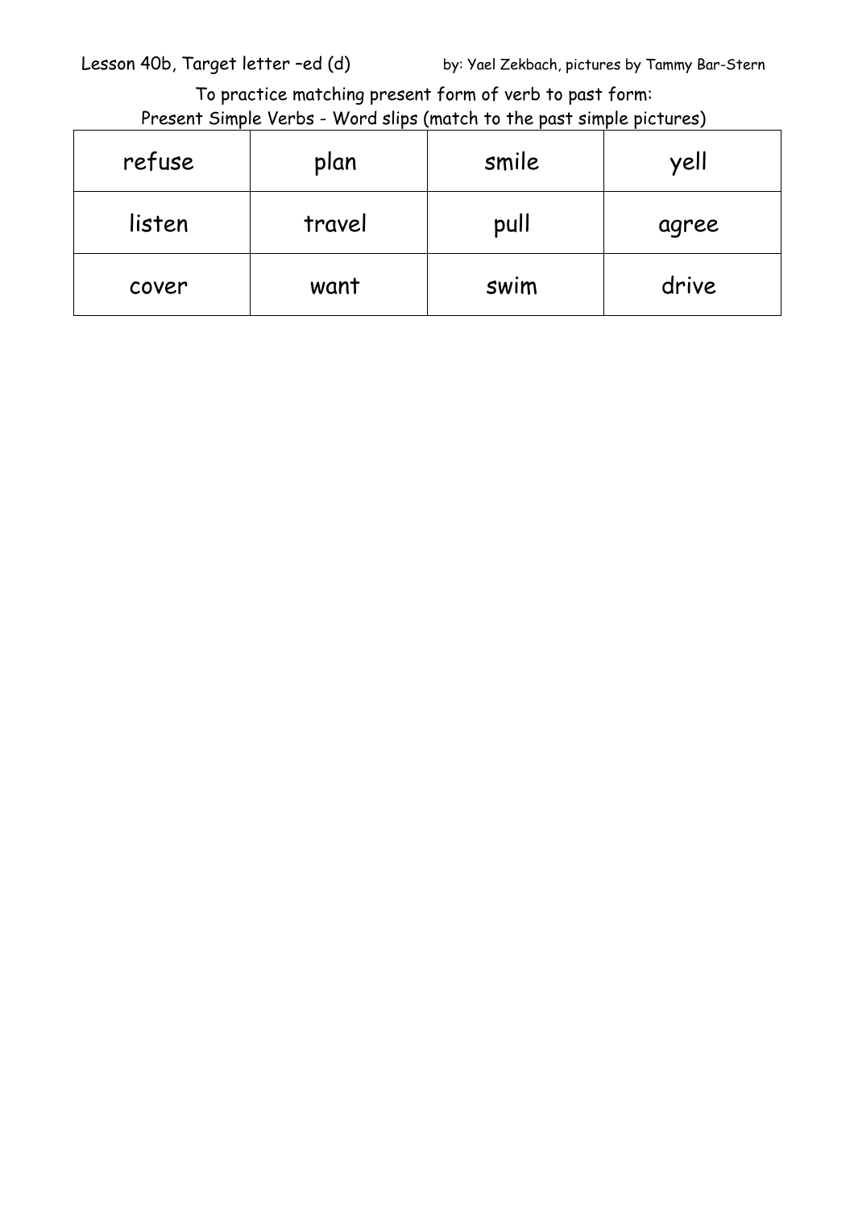Lesson 40b, Target letter –ed (d) by: Yael Zekbach, pictures by Tammy Bar-Stern

To practice matching present form of verb to past form:
Present Simple Verbs - Word slips (match to the past simple pictures)

| | | | |
|---|---|---|---|
| refuse | plan | smile | yell |
| listen | travel | pull | agree |
| cover | want | swim | drive |